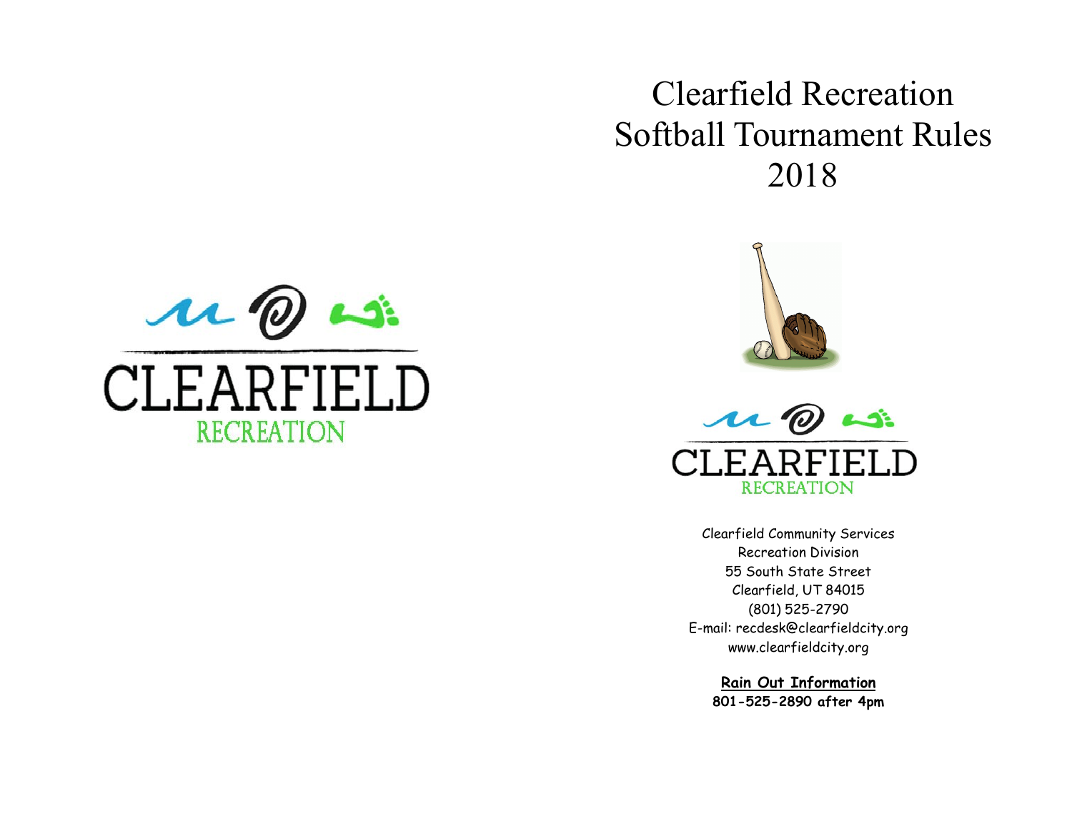# Clearfield Recreation Softball Tournament Rules 2018

CLEARFIELD
RECREATION

CLEARFIELD
RECREATION

Clearfield Community Services
Recreation Division
55 South State Street
Clearfield, UT 84015
(801) 525-2790
E-mail: recdesk@clearfieldcity.org
www.clearfieldcity.org

**Rain Out Information**
**801-525-2890 after 4pm**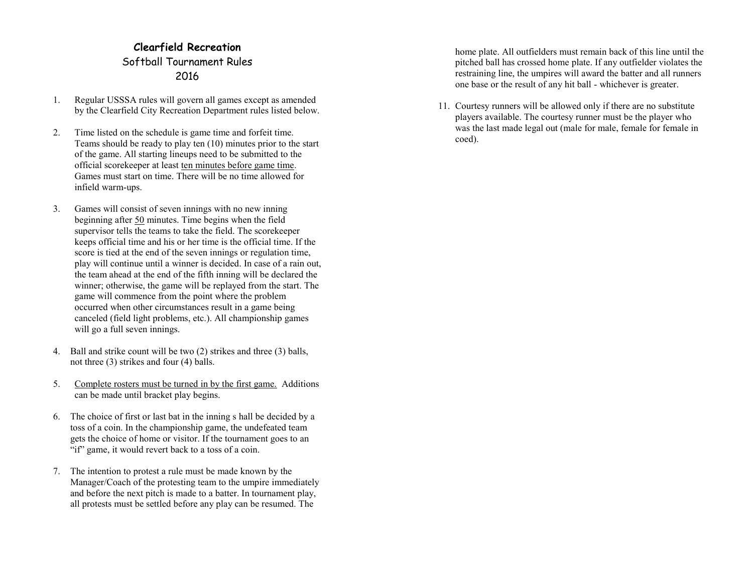**Clearfield Recreation**

Softball Tournament Rules

2016

1. Regular USSSA rules will govern all games except as amended by the Clearfield City Recreation Department rules listed below.

2. Time listed on the schedule is game time and forfeit time. Teams should be ready to play ten (10) minutes prior to the start of the game. All starting lineups need to be submitted to the official scorekeeper at least ten minutes before game time. Games must start on time. There will be no time allowed for infield warm-ups.

3. Games will consist of seven innings with no new inning beginning after 50 minutes. Time begins when the field supervisor tells the teams to take the field. The scorekeeper keeps official time and his or her time is the official time. If the score is tied at the end of the seven innings or regulation time, play will continue until a winner is decided. In case of a rain out, the team ahead at the end of the fifth inning will be declared the winner; otherwise, the game will be replayed from the start. The game will commence from the point where the problem occurred when other circumstances result in a game being canceled (field light problems, etc.). All championship games will go a full seven innings.

4. Ball and strike count will be two (2) strikes and three (3) balls, not three (3) strikes and four (4) balls.

5. Complete rosters must be turned in by the first game. Additions can be made until bracket play begins.

6. The choice of first or last bat in the inning s hall be decided by a toss of a coin. In the championship game, the undefeated team gets the choice of home or visitor. If the tournament goes to an "if" game, it would revert back to a toss of a coin.

7. The intention to protest a rule must be made known by the Manager/Coach of the protesting team to the umpire immediately and before the next pitch is made to a batter. In tournament play, all protests must be settled before any play can be resumed. The

home plate. All outfielders must remain back of this line until the pitched ball has crossed home plate. If any outfielder violates the restraining line, the umpires will award the batter and all runners one base or the result of any hit ball - whichever is greater.

11. Courtesy runners will be allowed only if there are no substitute players available. The courtesy runner must be the player who was the last made legal out (male for male, female for female in coed).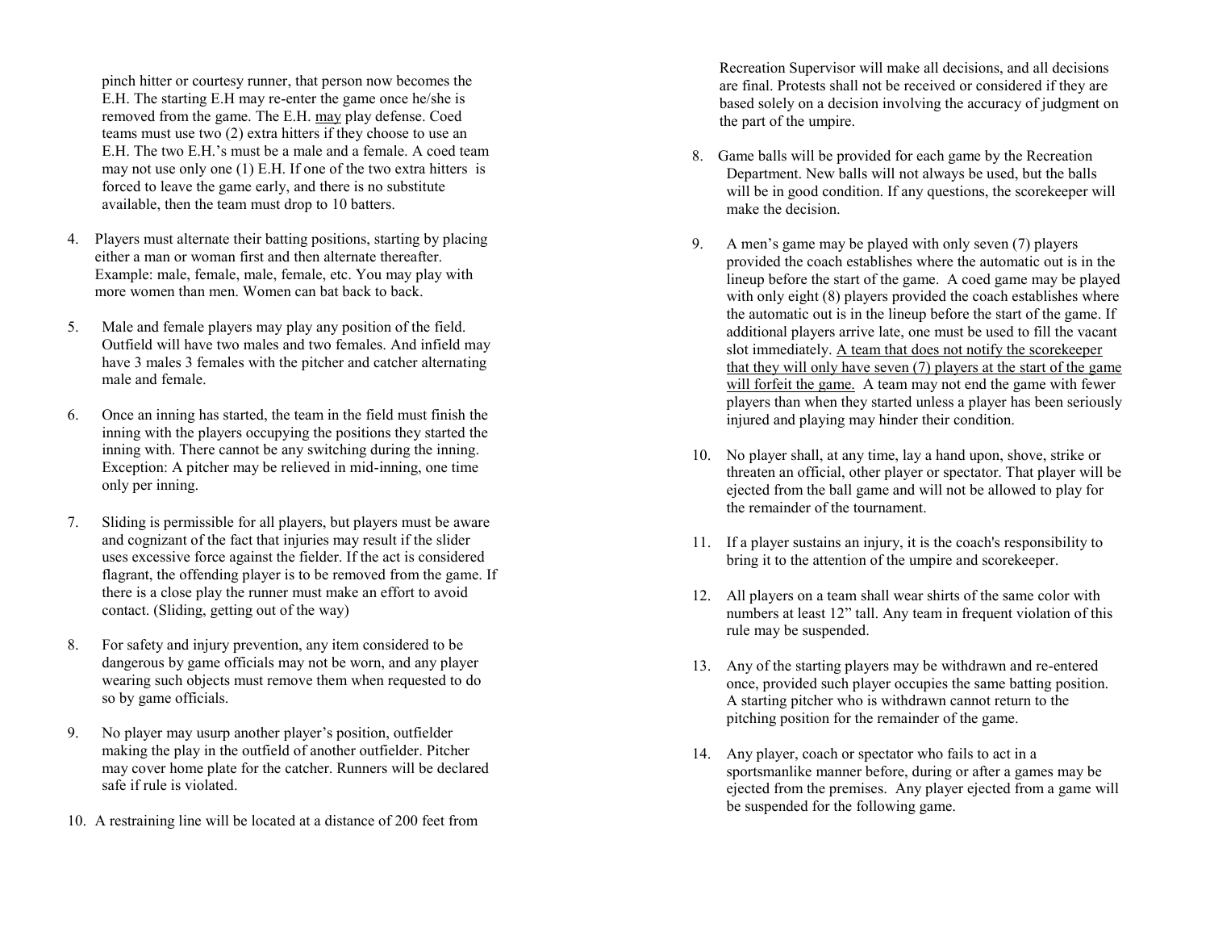pinch hitter or courtesy runner, that person now becomes the E.H. The starting E.H may re-enter the game once he/she is removed from the game. The E.H. <u>may</u> play defense. Coed teams must use two (2) extra hitters if they choose to use an E.H. The two E.H.'s must be a male and a female. A coed team may not use only one (1) E.H. If one of the two extra hitters is forced to leave the game early, and there is no substitute available, then the team must drop to 10 batters.

4. Players must alternate their batting positions, starting by placing either a man or woman first and then alternate thereafter. Example: male, female, male, female, etc. You may play with more women than men. Women can bat back to back.

5. Male and female players may play any position of the field. Outfield will have two males and two females. And infield may have 3 males 3 females with the pitcher and catcher alternating male and female.

6. Once an inning has started, the team in the field must finish the inning with the players occupying the positions they started the inning with. There cannot be any switching during the inning. Exception: A pitcher may be relieved in mid-inning, one time only per inning.

7. Sliding is permissible for all players, but players must be aware and cognizant of the fact that injuries may result if the slider uses excessive force against the fielder. If the act is considered flagrant, the offending player is to be removed from the game. If there is a close play the runner must make an effort to avoid contact. (Sliding, getting out of the way)

8. For safety and injury prevention, any item considered to be dangerous by game officials may not be worn, and any player wearing such objects must remove them when requested to do so by game officials.

9. No player may usurp another player's position, outfielder making the play in the outfield of another outfielder. Pitcher may cover home plate for the catcher. Runners will be declared safe if rule is violated.

10. A restraining line will be located at a distance of 200 feet from

Recreation Supervisor will make all decisions, and all decisions are final. Protests shall not be received or considered if they are based solely on a decision involving the accuracy of judgment on the part of the umpire.

8. Game balls will be provided for each game by the Recreation Department. New balls will not always be used, but the balls will be in good condition. If any questions, the scorekeeper will make the decision.

9. A men's game may be played with only seven (7) players provided the coach establishes where the automatic out is in the lineup before the start of the game. A coed game may be played with only eight (8) players provided the coach establishes where the automatic out is in the lineup before the start of the game. If additional players arrive late, one must be used to fill the vacant slot immediately. <u>A team that does not notify the scorekeeper that they will only have seven (7) players at the start of the game will forfeit the game.</u> A team may not end the game with fewer players than when they started unless a player has been seriously injured and playing may hinder their condition.

10. No player shall, at any time, lay a hand upon, shove, strike or threaten an official, other player or spectator. That player will be ejected from the ball game and will not be allowed to play for the remainder of the tournament.

11. If a player sustains an injury, it is the coach's responsibility to bring it to the attention of the umpire and scorekeeper.

12. All players on a team shall wear shirts of the same color with numbers at least 12" tall. Any team in frequent violation of this rule may be suspended.

13. Any of the starting players may be withdrawn and re-entered once, provided such player occupies the same batting position. A starting pitcher who is withdrawn cannot return to the pitching position for the remainder of the game.

14. Any player, coach or spectator who fails to act in a sportsmanlike manner before, during or after a games may be ejected from the premises. Any player ejected from a game will be suspended for the following game.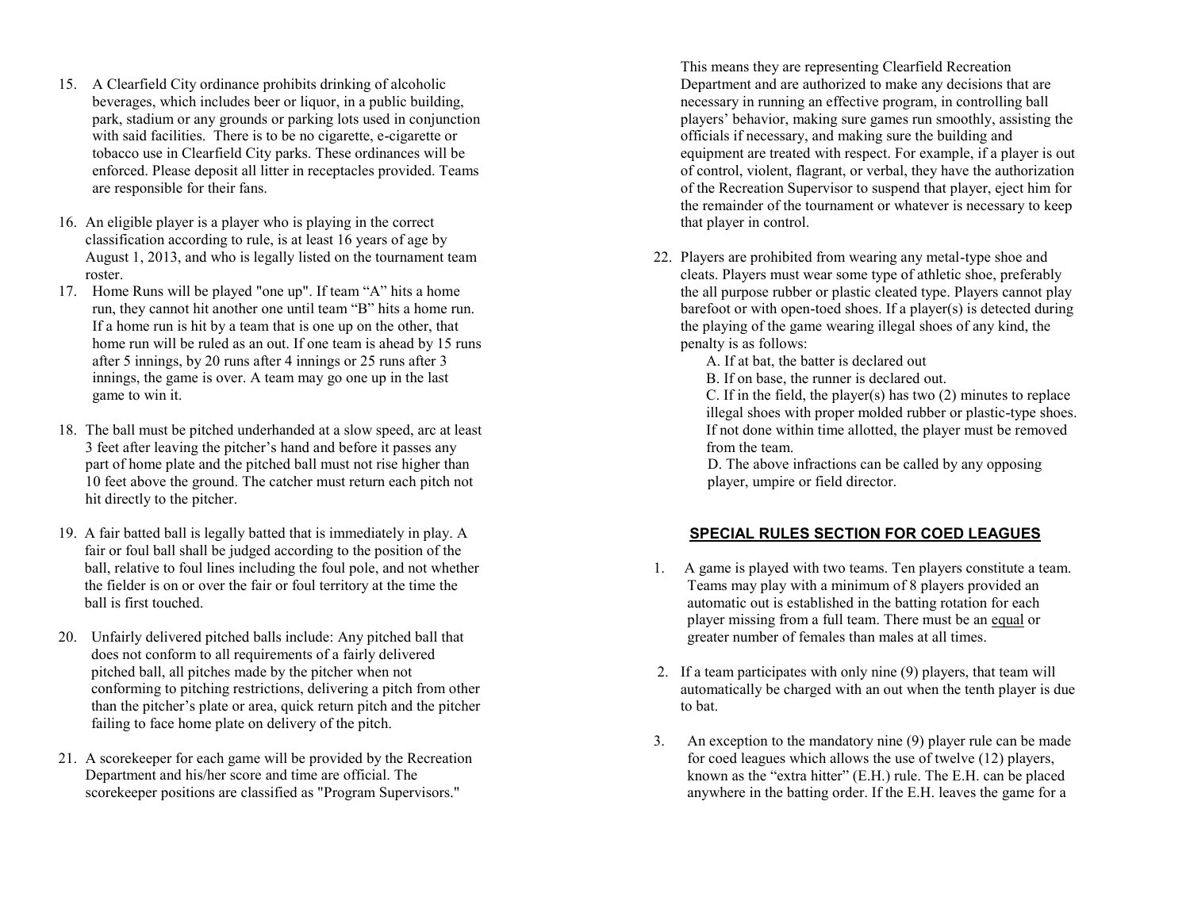15. A Clearfield City ordinance prohibits drinking of alcoholic beverages, which includes beer or liquor, in a public building, park, stadium or any grounds or parking lots used in conjunction with said facilities. There is to be no cigarette, e-cigarette or tobacco use in Clearfield City parks. These ordinances will be enforced. Please deposit all litter in receptacles provided. Teams are responsible for their fans.

16. An eligible player is a player who is playing in the correct classification according to rule, is at least 16 years of age by August 1, 2013, and who is legally listed on the tournament team roster.

17. Home Runs will be played "one up". If team "A" hits a home run, they cannot hit another one until team "B" hits a home run. If a home run is hit by a team that is one up on the other, that home run will be ruled as an out. If one team is ahead by 15 runs after 5 innings, by 20 runs after 4 innings or 25 runs after 3 innings, the game is over. A team may go one up in the last game to win it.

18. The ball must be pitched underhanded at a slow speed, arc at least 3 feet after leaving the pitcher's hand and before it passes any part of home plate and the pitched ball must not rise higher than 10 feet above the ground. The catcher must return each pitch not hit directly to the pitcher.

19. A fair batted ball is legally batted that is immediately in play. A fair or foul ball shall be judged according to the position of the ball, relative to foul lines including the foul pole, and not whether the fielder is on or over the fair or foul territory at the time the ball is first touched.

20. Unfairly delivered pitched balls include: Any pitched ball that does not conform to all requirements of a fairly delivered pitched ball, all pitches made by the pitcher when not conforming to pitching restrictions, delivering a pitch from other than the pitcher's plate or area, quick return pitch and the pitcher failing to face home plate on delivery of the pitch.

21. A scorekeeper for each game will be provided by the Recreation Department and his/her score and time are official. The scorekeeper positions are classified as "Program Supervisors." This means they are representing Clearfield Recreation Department and are authorized to make any decisions that are necessary in running an effective program, in controlling ball players' behavior, making sure games run smoothly, assisting the officials if necessary, and making sure the building and equipment are treated with respect. For example, if a player is out of control, violent, flagrant, or verbal, they have the authorization of the Recreation Supervisor to suspend that player, eject him for the remainder of the tournament or whatever is necessary to keep that player in control.

22. Players are prohibited from wearing any metal-type shoe and cleats. Players must wear some type of athletic shoe, preferably the all purpose rubber or plastic cleated type. Players cannot play barefoot or with open-toed shoes. If a player(s) is detected during the playing of the game wearing illegal shoes of any kind, the penalty is as follows:

    A. If at bat, the batter is declared out
    B. If on base, the runner is declared out.
    C. If in the field, the player(s) has two (2) minutes to replace illegal shoes with proper molded rubber or plastic-type shoes. If not done within time allotted, the player must be removed from the team.
    D. The above infractions can be called by any opposing player, umpire or field director.

## SPECIAL RULES SECTION FOR COED LEAGUES

1. A game is played with two teams. Ten players constitute a team. Teams may play with a minimum of 8 players provided an automatic out is established in the batting rotation for each player missing from a full team. There must be an equal or greater number of females than males at all times.

2. If a team participates with only nine (9) players, that team will automatically be charged with an out when the tenth player is due to bat.

3. An exception to the mandatory nine (9) player rule can be made for coed leagues which allows the use of twelve (12) players, known as the "extra hitter" (E.H.) rule. The E.H. can be placed anywhere in the batting order. If the E.H. leaves the game for a